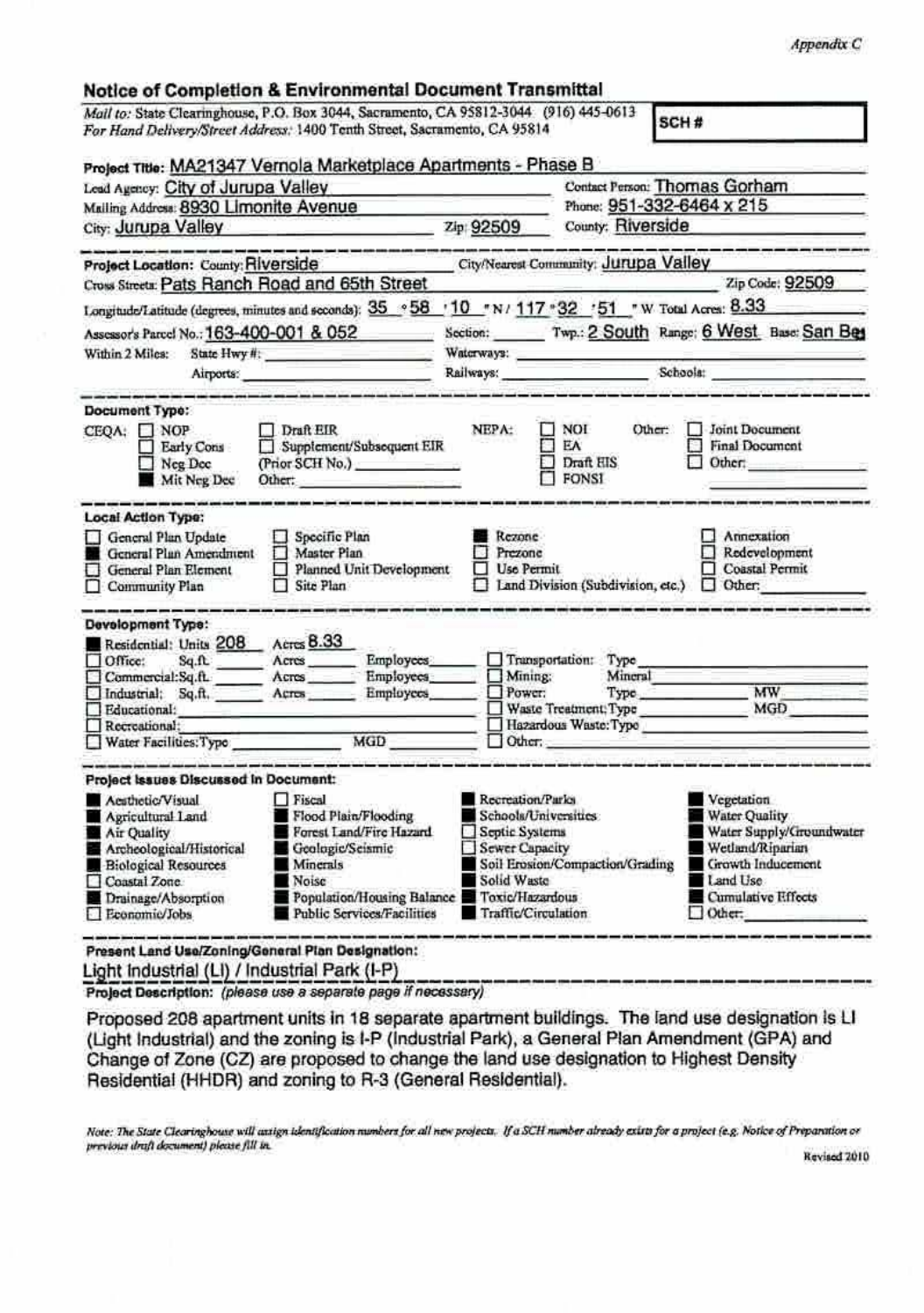*Appendix C*

## Notice of Completion & Environmental Document Transmittal

*Mail to:* State Clearinghouse, P.O. Box 3044, Sacramento, CA 95812-3044 (916) 445-0613
*For Hand Delivery/Street Address:* 1400 Tenth Street, Sacramento, CA 95814

**SCH #**

**Project Title:** MA21347 Vernola Marketplace Apartments - Phase B

Lead Agency: City of Jurupa Valley
Contact Person: Thomas Gorham
Mailing Address: 8930 Limonite Avenue
Phone: 951-332-6464 x 215
City: Jurupa Valley Zip: 92509
County: Riverside

---

**Project Location:** County: Riverside City/Nearest Community: Jurupa Valley
Cross Streets: Pats Ranch Road and 65th Street Zip Code: 92509
Longitude/Latitude (degrees, minutes and seconds): 35 °58 ′10 ″N / 117 °32 ′51 ″W Total Acres: 8.33
Assessor's Parcel No.: 163-400-001 & 052 Section: ______ Twp.: 2 South Range: 6 West Base: San Ber
Within 2 Miles: State Hwy #: ______ Waterways: ______
Airports: ______ Railways: ______ Schools: ______

---

**Document Type:**

CEQA:
- ☐ NOP
- ☐ Early Cons
- ☐ Neg Dec
- ■ Mit Neg Dec
- ☐ Draft EIR
- ☐ Supplement/Subsequent EIR (Prior SCH No.) ______
- Other: ______

NEPA:
- ☐ NOI
- ☐ EA
- ☐ Draft EIS
- ☐ FONSI

Other:
- ☐ Joint Document
- ☐ Final Document
- ☐ Other: ______

---

**Local Action Type:**

- ☐ General Plan Update
- ■ General Plan Amendment
- ☐ General Plan Element
- ☐ Community Plan
- ☐ Specific Plan
- ☐ Master Plan
- ☐ Planned Unit Development
- ☐ Site Plan
- ■ Rezone
- ☐ Prezone
- ☐ Use Permit
- ☐ Land Division (Subdivision, etc.)
- ☐ Annexation
- ☐ Redevelopment
- ☐ Coastal Permit
- ☐ Other: ______

---

**Development Type:**

- ■ Residential: Units 208 Acres 8.33
- ☐ Office: Sq.ft. ______ Acres ______ Employees ______
- ☐ Commercial: Sq.ft. ______ Acres ______ Employees ______
- ☐ Industrial: Sq.ft. ______ Acres ______ Employees ______
- ☐ Educational: ______
- ☐ Recreational: ______
- ☐ Water Facilities: Type ______ MGD ______
- ☐ Transportation: Type ______
- ☐ Mining: Mineral ______
- ☐ Power: Type ______ MW ______
- ☐ Waste Treatment: Type ______ MGD ______
- ☐ Hazardous Waste: Type ______
- ☐ Other: ______

---

**Project Issues Discussed in Document:**

- ■ Aesthetic/Visual
- ■ Agricultural Land
- ■ Air Quality
- ■ Archeological/Historical
- ■ Biological Resources
- ☐ Coastal Zone
- ■ Drainage/Absorption
- ☐ Economic/Jobs
- ☐ Fiscal
- ■ Flood Plain/Flooding
- ■ Forest Land/Fire Hazard
- ■ Geologic/Seismic
- ■ Minerals
- ■ Noise
- ■ Population/Housing Balance
- ■ Public Services/Facilities
- ■ Recreation/Parks
- ■ Schools/Universities
- ☐ Septic Systems
- ☐ Sewer Capacity
- ■ Soil Erosion/Compaction/Grading
- ■ Solid Waste
- ■ Toxic/Hazardous
- ■ Traffic/Circulation
- ■ Vegetation
- ■ Water Quality
- ■ Water Supply/Groundwater
- ■ Wetland/Riparian
- ■ Growth Inducement
- ■ Land Use
- ■ Cumulative Effects
- ☐ Other: ______

---

**Present Land Use/Zoning/General Plan Designation:**

Light Industrial (LI) / Industrial Park (I-P)

**Project Description:** *(please use a separate page if necessary)*

Proposed 208 apartment units in 18 separate apartment buildings. The land use designation is LI (Light Industrial) and the zoning is I-P (Industrial Park), a General Plan Amendment (GPA) and Change of Zone (CZ) are proposed to change the land use designation to Highest Density Residential (HHDR) and zoning to R-3 (General Residential).

*Note: The State Clearinghouse will assign identification numbers for all new projects. If a SCH number already exists for a project (e.g. Notice of Preparation or previous draft document) please fill in.*

Revised 2010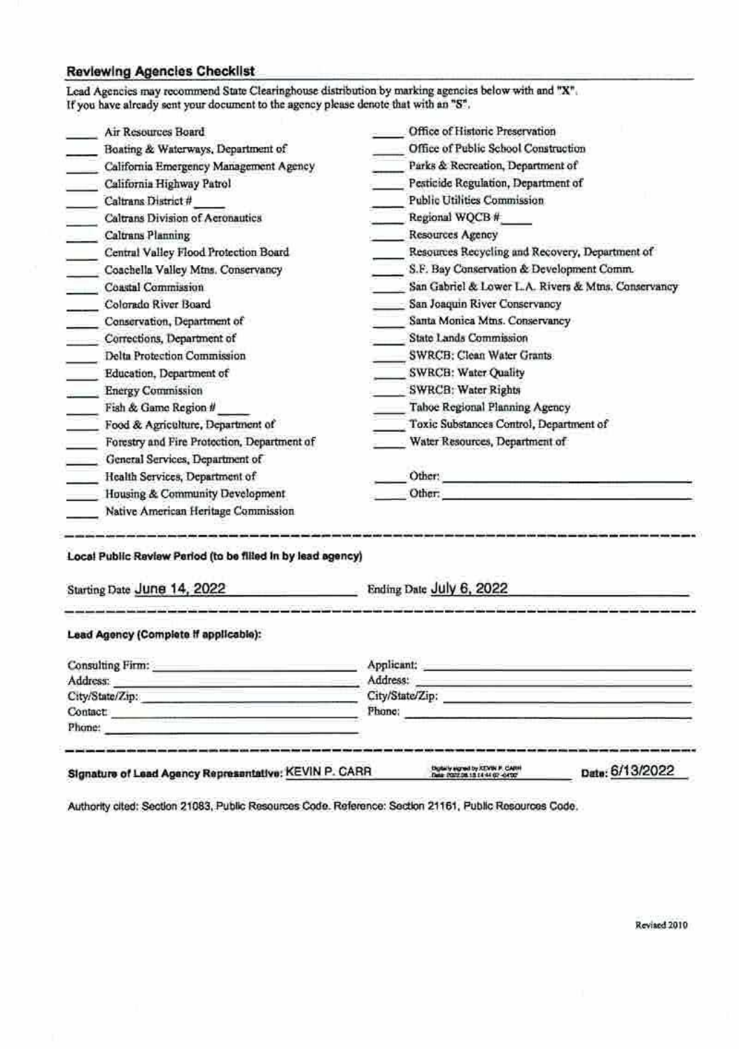## Reviewing Agencies Checklist

Lead Agencies may recommend State Clearinghouse distribution by marking agencies below with and "X".
If you have already sent your document to the agency please denote that with an "S".

- ____ Air Resources Board
- ____ Boating & Waterways, Department of
- ____ California Emergency Management Agency
- ____ California Highway Patrol
- ____ Caltrans District # ____
- ____ Caltrans Division of Aeronautics
- ____ Caltrans Planning
- ____ Central Valley Flood Protection Board
- ____ Coachella Valley Mtns. Conservancy
- ____ Coastal Commission
- ____ Colorado River Board
- ____ Conservation, Department of
- ____ Corrections, Department of
- ____ Delta Protection Commission
- ____ Education, Department of
- ____ Energy Commission
- ____ Fish & Game Region # ____
- ____ Food & Agriculture, Department of
- ____ Forestry and Fire Protection, Department of
- ____ General Services, Department of
- ____ Health Services, Department of
- ____ Housing & Community Development
- ____ Native American Heritage Commission
- ____ Office of Historic Preservation
- ____ Office of Public School Construction
- ____ Parks & Recreation, Department of
- ____ Pesticide Regulation, Department of
- ____ Public Utilities Commission
- ____ Regional WQCB # ____
- ____ Resources Agency
- ____ Resources Recycling and Recovery, Department of
- ____ S.F. Bay Conservation & Development Comm.
- ____ San Gabriel & Lower L.A. Rivers & Mtns. Conservancy
- ____ San Joaquin River Conservancy
- ____ Santa Monica Mtns. Conservancy
- ____ State Lands Commission
- ____ SWRCB: Clean Water Grants
- ____ SWRCB: Water Quality
- ____ SWRCB: Water Rights
- ____ Tahoe Regional Planning Agency
- ____ Toxic Substances Control, Department of
- ____ Water Resources, Department of
- ____ Other: ____________________
- ____ Other: ____________________

---

**Local Public Review Period (to be filled in by lead agency)**

Starting Date June 14, 2022

Ending Date July 6, 2022

---

**Lead Agency (Complete if applicable):**

Consulting Firm: ____________________
Address: ____________________
City/State/Zip: ____________________
Contact: ____________________
Phone: ____________________

Applicant: ____________________
Address: ____________________
City/State/Zip: ____________________
Phone: ____________________

---

**Signature of Lead Agency Representative:** KEVIN P. CARR    Digitally signed by KEVIN P. CARR Date: 2022.06.13 14:44:07 -04'00'    **Date:** 6/13/2022

Authority cited: Section 21083, Public Resources Code. Reference: Section 21161, Public Resources Code.

Revised 2010